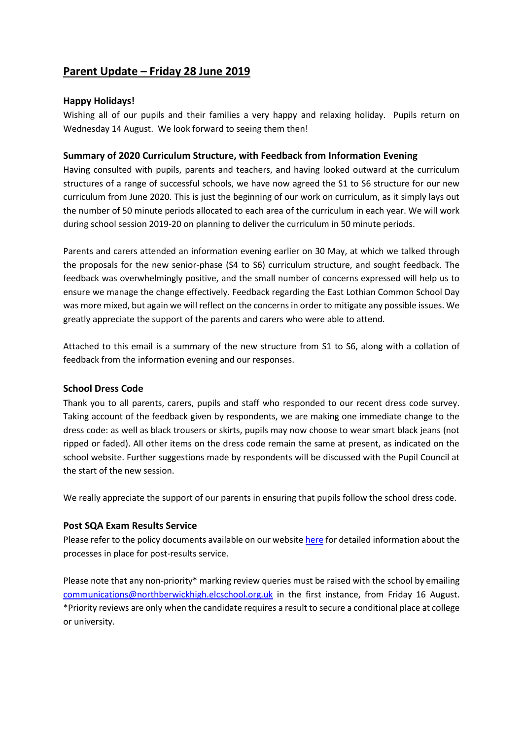# Parent Update – Friday 28 June 2019

### Happy Holidays!

Wishing all of our pupils and their families a very happy and relaxing holiday. Pupils return on Wednesday 14 August. We look forward to seeing them then!

### Summary of 2020 Curriculum Structure, with Feedback from Information Evening

Having consulted with pupils, parents and teachers, and having looked outward at the curriculum structures of a range of successful schools, we have now agreed the S1 to S6 structure for our new curriculum from June 2020. This is just the beginning of our work on curriculum, as it simply lays out the number of 50 minute periods allocated to each area of the curriculum in each year. We will work during school session 2019-20 on planning to deliver the curriculum in 50 minute periods.

Parents and carers attended an information evening earlier on 30 May, at which we talked through the proposals for the new senior-phase (S4 to S6) curriculum structure, and sought feedback. The feedback was overwhelmingly positive, and the small number of concerns expressed will help us to ensure we manage the change effectively. Feedback regarding the East Lothian Common School Day was more mixed, but again we will reflect on the concerns in order to mitigate any possible issues. We greatly appreciate the support of the parents and carers who were able to attend.

Attached to this email is a summary of the new structure from S1 to S6, along with a collation of feedback from the information evening and our responses.

### School Dress Code

Thank you to all parents, carers, pupils and staff who responded to our recent dress code survey. Taking account of the feedback given by respondents, we are making one immediate change to the dress code: as well as black trousers or skirts, pupils may now choose to wear smart black jeans (not ripped or faded). All other items on the dress code remain the same at present, as indicated on the school website. Further suggestions made by respondents will be discussed with the Pupil Council at the start of the new session.

We really appreciate the support of our parents in ensuring that pupils follow the school dress code.

### Post SQA Exam Results Service

Please refer to the policy documents available on our website [here] for detailed information about the processes in place for post-results service.

Please note that any non-priority* marking review queries must be raised with the school by emailing communications@northberwickhigh.elcschool.org.uk in the first instance, from Friday 16 August. *Priority reviews are only when the candidate requires a result to secure a conditional place at college or university.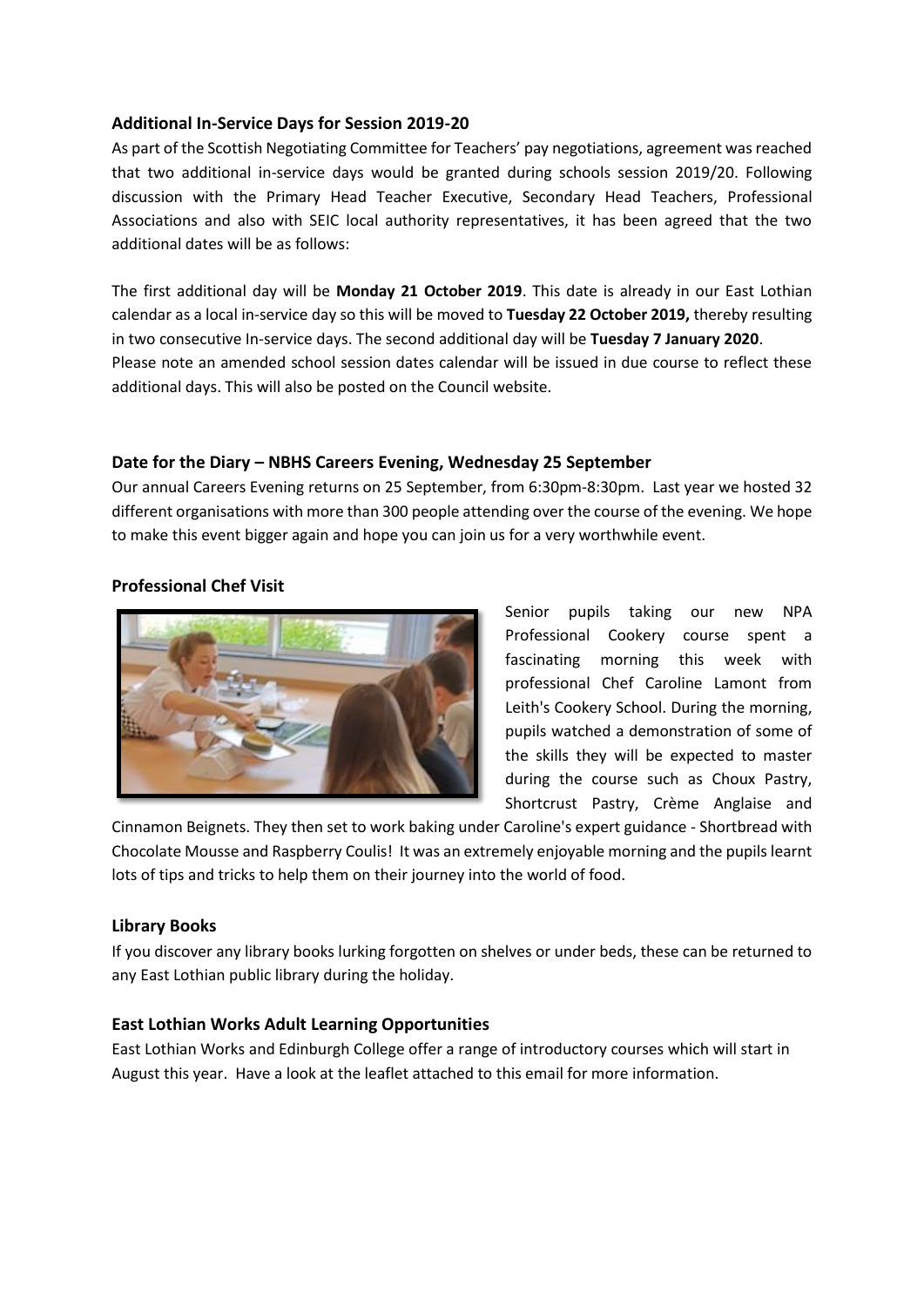### Additional In-Service Days for Session 2019-20

As part of the Scottish Negotiating Committee for Teachers' pay negotiations, agreement was reached that two additional in-service days would be granted during schools session 2019/20. Following discussion with the Primary Head Teacher Executive, Secondary Head Teachers, Professional Associations and also with SEIC local authority representatives, it has been agreed that the two additional dates will be as follows:

The first additional day will be **Monday 21 October 2019**. This date is already in our East Lothian calendar as a local in-service day so this will be moved to **Tuesday 22 October 2019,** thereby resulting in two consecutive In-service days. The second additional day will be **Tuesday 7 January 2020**. Please note an amended school session dates calendar will be issued in due course to reflect these additional days. This will also be posted on the Council website.

### Date for the Diary – NBHS Careers Evening, Wednesday 25 September

Our annual Careers Evening returns on 25 September, from 6:30pm-8:30pm. Last year we hosted 32 different organisations with more than 300 people attending over the course of the evening. We hope to make this event bigger again and hope you can join us for a very worthwhile event.

### Professional Chef Visit

Senior pupils taking our new NPA Professional Cookery course spent a fascinating morning this week with professional Chef Caroline Lamont from Leith's Cookery School. During the morning, pupils watched a demonstration of some of the skills they will be expected to master during the course such as Choux Pastry, Shortcrust Pastry, Crème Anglaise and Cinnamon Beignets. They then set to work baking under Caroline's expert guidance - Shortbread with Chocolate Mousse and Raspberry Coulis! It was an extremely enjoyable morning and the pupils learnt lots of tips and tricks to help them on their journey into the world of food.

### Library Books

If you discover any library books lurking forgotten on shelves or under beds, these can be returned to any East Lothian public library during the holiday.

### East Lothian Works Adult Learning Opportunities

East Lothian Works and Edinburgh College offer a range of introductory courses which will start in August this year. Have a look at the leaflet attached to this email for more information.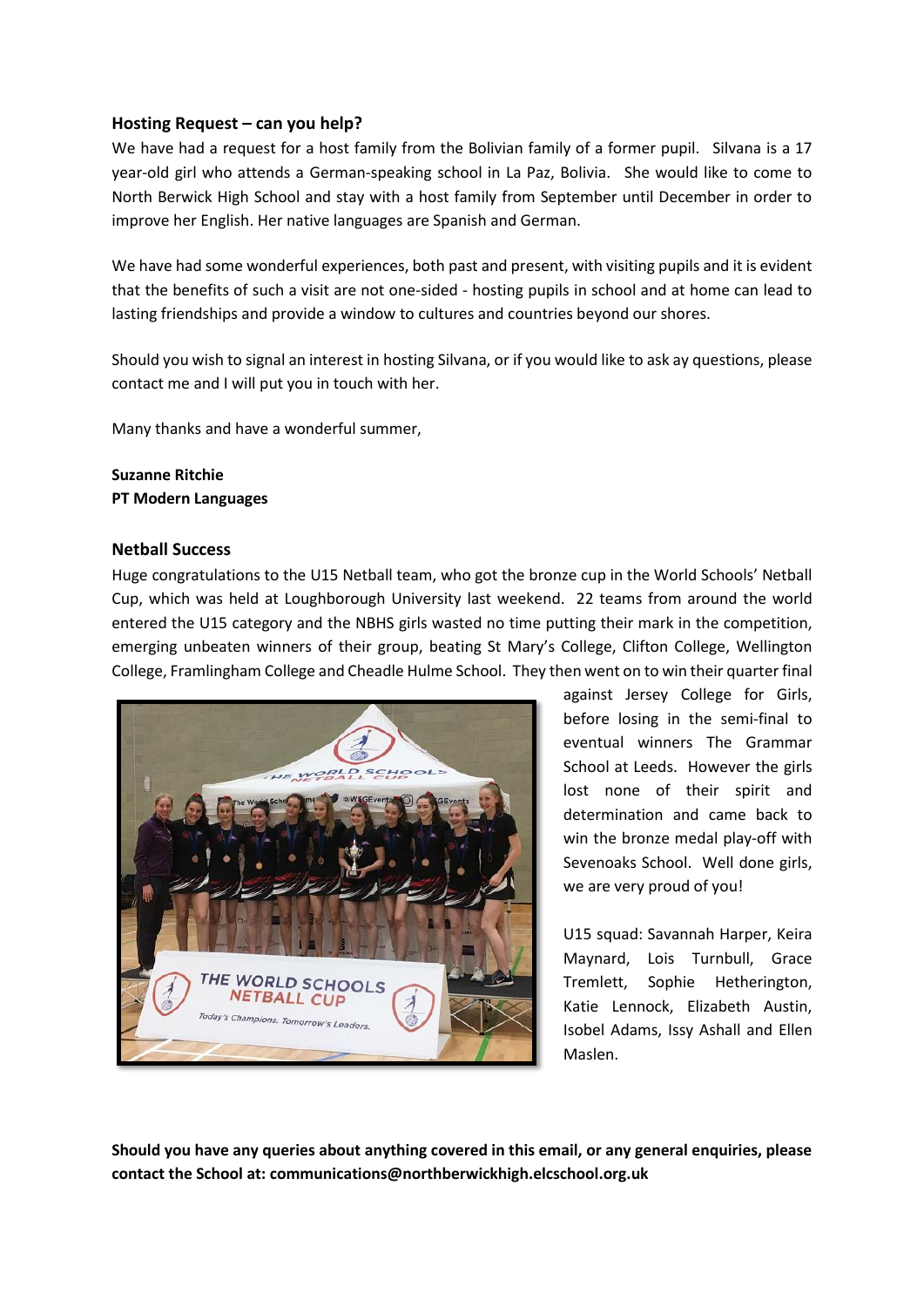## Hosting Request – can you help?

We have had a request for a host family from the Bolivian family of a former pupil. Silvana is a 17 year-old girl who attends a German-speaking school in La Paz, Bolivia. She would like to come to North Berwick High School and stay with a host family from September until December in order to improve her English. Her native languages are Spanish and German.

We have had some wonderful experiences, both past and present, with visiting pupils and it is evident that the benefits of such a visit are not one-sided - hosting pupils in school and at home can lead to lasting friendships and provide a window to cultures and countries beyond our shores.

Should you wish to signal an interest in hosting Silvana, or if you would like to ask ay questions, please contact me and I will put you in touch with her.

Many thanks and have a wonderful summer,

**Suzanne Ritchie**
**PT Modern Languages**

## Netball Success

Huge congratulations to the U15 Netball team, who got the bronze cup in the World Schools' Netball Cup, which was held at Loughborough University last weekend. 22 teams from around the world entered the U15 category and the NBHS girls wasted no time putting their mark in the competition, emerging unbeaten winners of their group, beating St Mary's College, Clifton College, Wellington College, Framlingham College and Cheadle Hulme School. They then went on to win their quarter final against Jersey College for Girls, before losing in the semi-final to eventual winners The Grammar School at Leeds. However the girls lost none of their spirit and determination and came back to win the bronze medal play-off with Sevenoaks School. Well done girls, we are very proud of you!

U15 squad: Savannah Harper, Keira Maynard, Lois Turnbull, Grace Tremlett, Sophie Hetherington, Katie Lennock, Elizabeth Austin, Isobel Adams, Issy Ashall and Ellen Maslen.

**Should you have any queries about anything covered in this email, or any general enquiries, please contact the School at: communications@northberwickhigh.elcschool.org.uk**